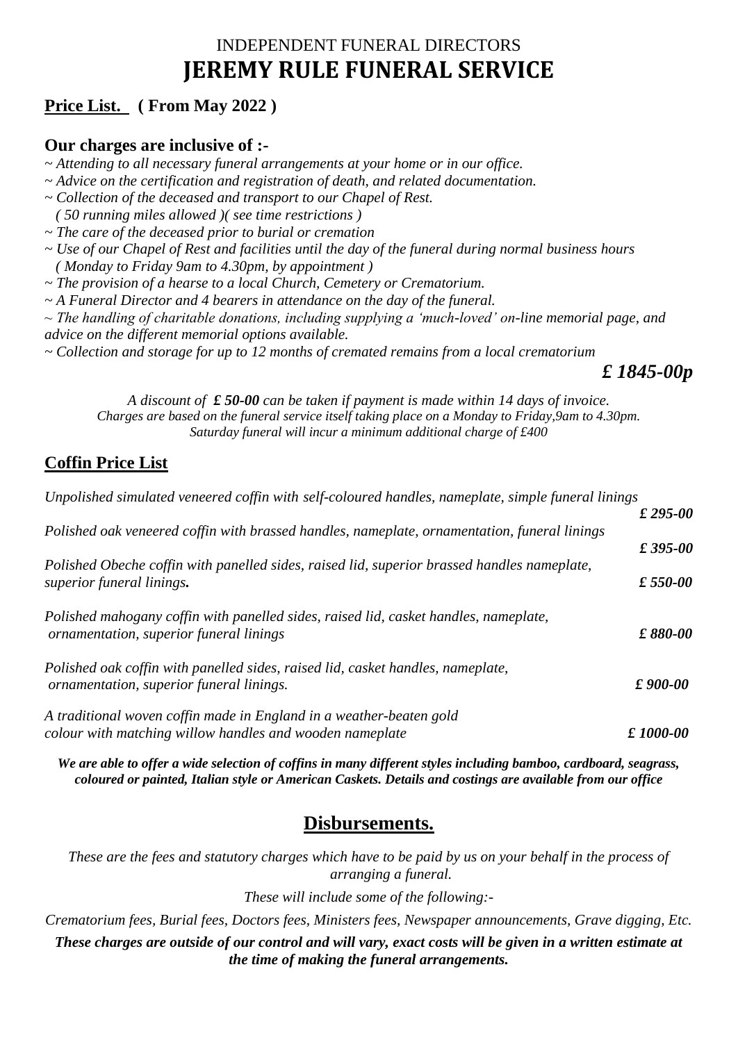INDEPENDENT FUNERAL DIRECTORS

# JEREMY RULE FUNERAL SERVICE

## Price List. ( From May 2022 )

### Our charges are inclusive of :-

*~ Attending to all necessary funeral arrangements at your home or in our office.*
*~ Advice on the certification and registration of death, and related documentation.*
*~ Collection of the deceased and transport to our Chapel of Rest.*
*( 50 running miles allowed )( see time restrictions )*
*~ The care of the deceased prior to burial or cremation*
*~ Use of our Chapel of Rest and facilities until the day of the funeral during normal business hours*
*( Monday to Friday 9am to 4.30pm, by appointment )*
*~ The provision of a hearse to a local Church, Cemetery or Crematorium.*
*~ A Funeral Director and 4 bearers in attendance on the day of the funeral.*
*~ The handling of charitable donations, including supplying a 'much-loved' on-line memorial page, and advice on the different memorial options available.*
*~ Collection and storage for up to 12 months of cremated remains from a local crematorium*

***£ 1845-00p***

*A discount of* ***£ 50-00*** *can be taken if payment is made within 14 days of invoice.*
*Charges are based on the funeral service itself taking place on a Monday to Friday,9am to 4.30pm.*
*Saturday funeral will incur a minimum additional charge of £400*

## Coffin Price List

| | |
|---|---|
| *Unpolished simulated veneered coffin with self-coloured handles, nameplate, simple funeral linings* | ***£ 295-00*** |
| *Polished oak veneered coffin with brassed handles, nameplate, ornamentation, funeral linings* | ***£ 395-00*** |
| *Polished Obeche coffin with panelled sides, raised lid, superior brassed handles nameplate, superior funeral linings.* | ***£ 550-00*** |
| *Polished mahogany coffin with panelled sides, raised lid, casket handles, nameplate, ornamentation, superior funeral linings* | ***£ 880-00*** |
| *Polished oak coffin with panelled sides, raised lid, casket handles, nameplate, ornamentation, superior funeral linings.* | ***£ 900-00*** |
| *A traditional woven coffin made in England in a weather-beaten gold colour with matching willow handles and wooden nameplate* | ***£ 1000-00*** |

***We are able to offer a wide selection of coffins in many different styles including bamboo, cardboard, seagrass, coloured or painted, Italian style or American Caskets. Details and costings are available from our office***

## Disbursements.

*These are the fees and statutory charges which have to be paid by us on your behalf in the process of arranging a funeral.*

*These will include some of the following:-*

*Crematorium fees, Burial fees, Doctors fees, Ministers fees, Newspaper announcements, Grave digging, Etc.*

***These charges are outside of our control and will vary, exact costs will be given in a written estimate at the time of making the funeral arrangements.***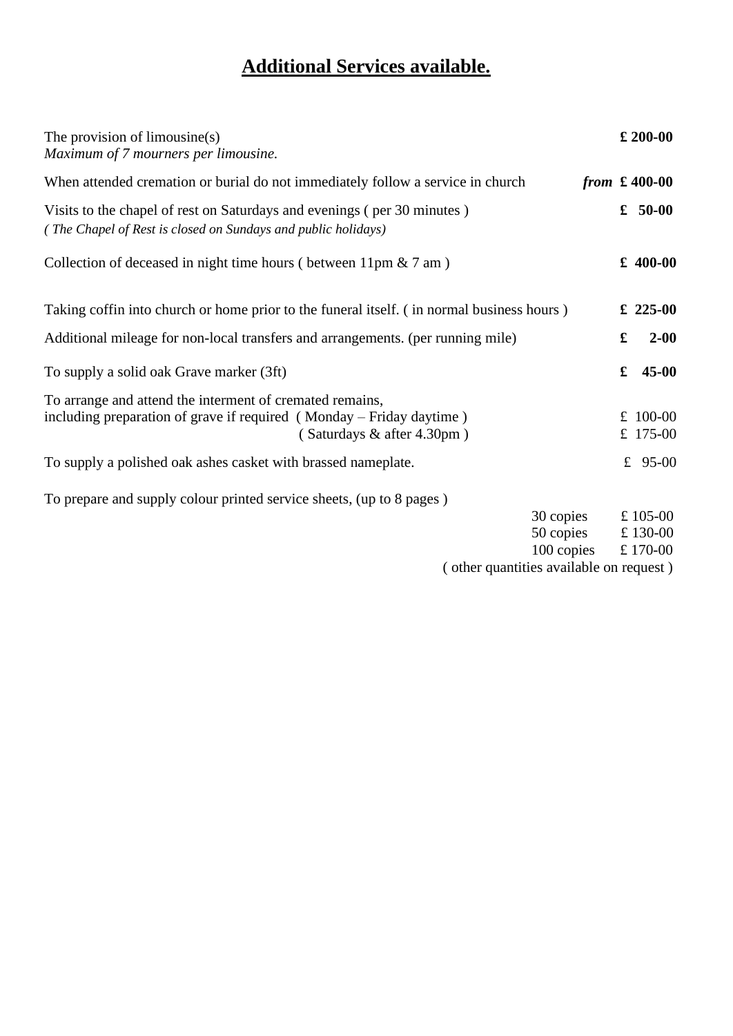# **Additional Services available.**

| | |
|---|---|
| The provision of limousine(s)<br>*Maximum of 7 mourners per limousine.* | **£ 200-00** |
| When attended cremation or burial do not immediately follow a service in church | ***from* £ 400-00** |
| Visits to the chapel of rest on Saturdays and evenings ( per 30 minutes )<br>*( The Chapel of Rest is closed on Sundays and public holidays)* | **£ 50-00** |
| Collection of deceased in night time hours ( between 11pm & 7 am ) | **£ 400-00** |
| Taking coffin into church or home prior to the funeral itself. ( in normal business hours ) | **£ 225-00** |
| Additional mileage for non-local transfers and arrangements. (per running mile) | **£ 2-00** |
| To supply a solid oak Grave marker (3ft) | **£ 45-00** |
| To arrange and attend the interment of cremated remains,<br>including preparation of grave if required ( Monday – Friday daytime ) | £ 100-00 |
| ( Saturdays & after 4.30pm ) | £ 175-00 |
| To supply a polished oak ashes casket with brassed nameplate. | £ 95-00 |

To prepare and supply colour printed service sheets, (up to 8 pages )

| | |
|---|---|
| 30 copies | £ 105-00 |
| 50 copies | £ 130-00 |
| 100 copies | £ 170-00 |

( other quantities available on request )